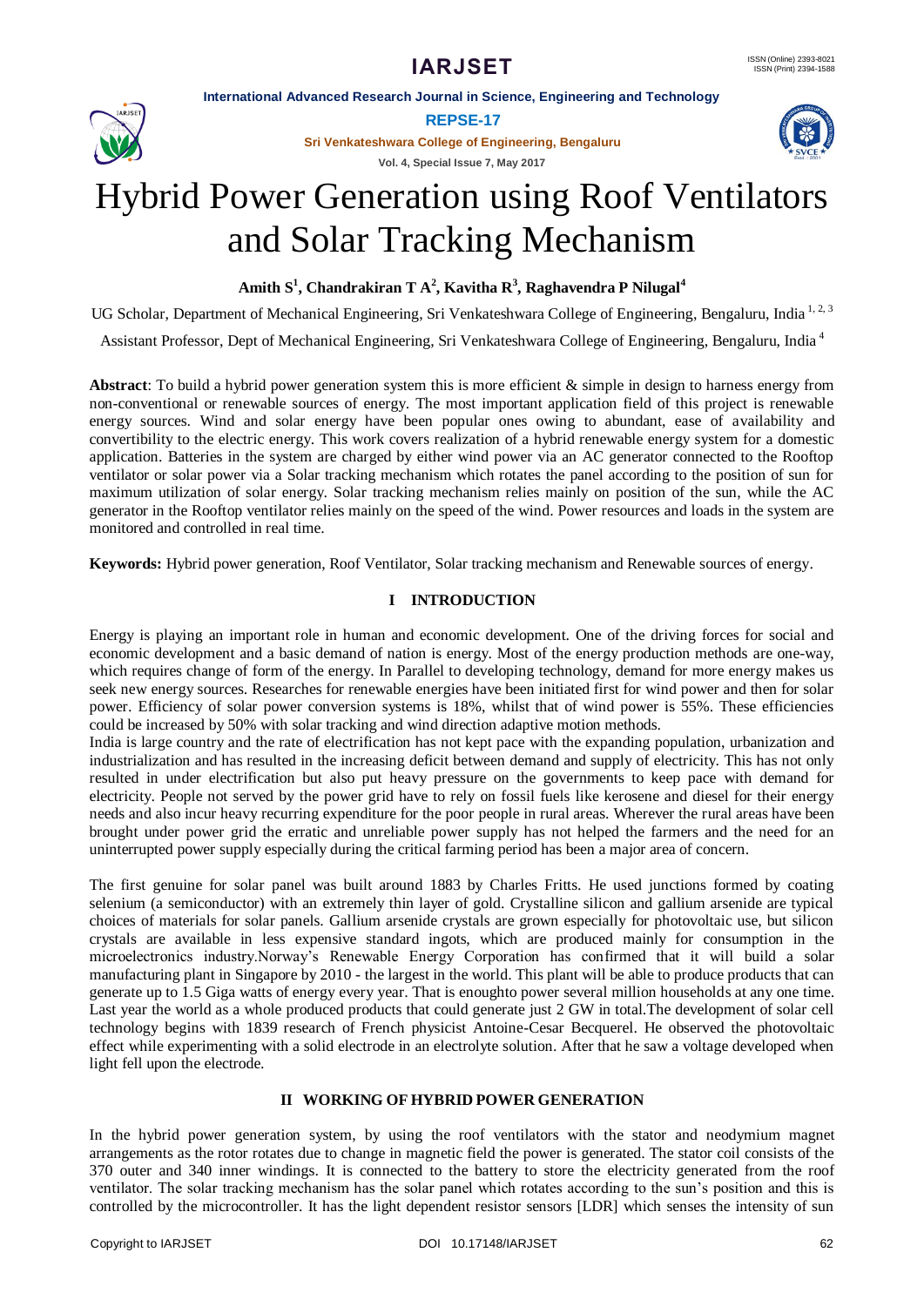# Hybrid Power Generation using Roof Ventilators and Solar Tracking Mechanism

**Amith S[1], Chandrakiran T A[2], Kavitha R[3], Raghavendra P Nilugal[4]**

UG Scholar, Department of Mechanical Engineering, Sri Venkateshwara College of Engineering, Bengaluru, India [1, 2, 3]

Assistant Professor, Dept of Mechanical Engineering, Sri Venkateshwara College of Engineering, Bengaluru, India [4]

**Abstract**: To build a hybrid power generation system this is more efficient & simple in design to harness energy from non-conventional or renewable sources of energy. The most important application field of this project is renewable energy sources. Wind and solar energy have been popular ones owing to abundant, ease of availability and convertibility to the electric energy. This work covers realization of a hybrid renewable energy system for a domestic application. Batteries in the system are charged by either wind power via an AC generator connected to the Rooftop ventilator or solar power via a Solar tracking mechanism which rotates the panel according to the position of sun for maximum utilization of solar energy. Solar tracking mechanism relies mainly on position of the sun, while the AC generator in the Rooftop ventilator relies mainly on the speed of the wind. Power resources and loads in the system are monitored and controlled in real time.

**Keywords:** Hybrid power generation, Roof Ventilator, Solar tracking mechanism and Renewable sources of energy.

## I INTRODUCTION

Energy is playing an important role in human and economic development. One of the driving forces for social and economic development and a basic demand of nation is energy. Most of the energy production methods are one-way, which requires change of form of the energy. In Parallel to developing technology, demand for more energy makes us seek new energy sources. Researches for renewable energies have been initiated first for wind power and then for solar power. Efficiency of solar power conversion systems is 18%, whilst that of wind power is 55%. These efficiencies could be increased by 50% with solar tracking and wind direction adaptive motion methods.
India is large country and the rate of electrification has not kept pace with the expanding population, urbanization and industrialization and has resulted in the increasing deficit between demand and supply of electricity. This has not only resulted in under electrification but also put heavy pressure on the governments to keep pace with demand for electricity. People not served by the power grid have to rely on fossil fuels like kerosene and diesel for their energy needs and also incur heavy recurring expenditure for the poor people in rural areas. Wherever the rural areas have been brought under power grid the erratic and unreliable power supply has not helped the farmers and the need for an uninterrupted power supply especially during the critical farming period has been a major area of concern.

The first genuine for solar panel was built around 1883 by Charles Fritts. He used junctions formed by coating selenium (a semiconductor) with an extremely thin layer of gold. Crystalline silicon and gallium arsenide are typical choices of materials for solar panels. Gallium arsenide crystals are grown especially for photovoltaic use, but silicon crystals are available in less expensive standard ingots, which are produced mainly for consumption in the microelectronics industry.Norway's Renewable Energy Corporation has confirmed that it will build a solar manufacturing plant in Singapore by 2010 - the largest in the world. This plant will be able to produce products that can generate up to 1.5 Giga watts of energy every year. That is enoughto power several million households at any one time. Last year the world as a whole produced products that could generate just 2 GW in total.The development of solar cell technology begins with 1839 research of French physicist Antoine-Cesar Becquerel. He observed the photovoltaic effect while experimenting with a solid electrode in an electrolyte solution. After that he saw a voltage developed when light fell upon the electrode.

## II WORKING OF HYBRID POWER GENERATION

In the hybrid power generation system, by using the roof ventilators with the stator and neodymium magnet arrangements as the rotor rotates due to change in magnetic field the power is generated. The stator coil consists of the 370 outer and 340 inner windings. It is connected to the battery to store the electricity generated from the roof ventilator. The solar tracking mechanism has the solar panel which rotates according to the sun's position and this is controlled by the microcontroller. It has the light dependent resistor sensors [LDR] which senses the intensity of sun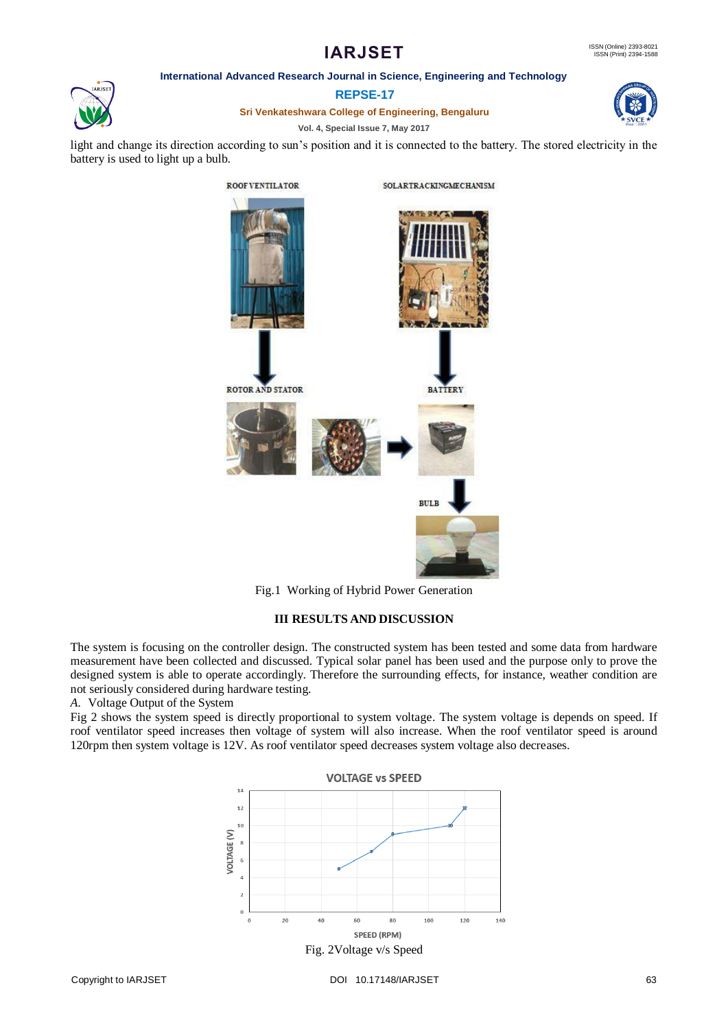light and change its direction according to sun's position and it is connected to the battery. The stored electricity in the battery is used to light up a bulb.

Fig.1 Working of Hybrid Power Generation

## III RESULTS AND DISCUSSION

The system is focusing on the controller design. The constructed system has been tested and some data from hardware measurement have been collected and discussed. Typical solar panel has been used and the purpose only to prove the designed system is able to operate accordingly. Therefore the surrounding effects, for instance, weather condition are not seriously considered during hardware testing.

*A.* Voltage Output of the System

Fig 2 shows the system speed is directly proportional to system voltage. The system voltage is depends on speed. If roof ventilator speed increases then voltage of system will also increase. When the roof ventilator speed is around 120rpm then system voltage is 12V. As roof ventilator speed decreases system voltage also decreases.

Fig. 2Voltage v/s Speed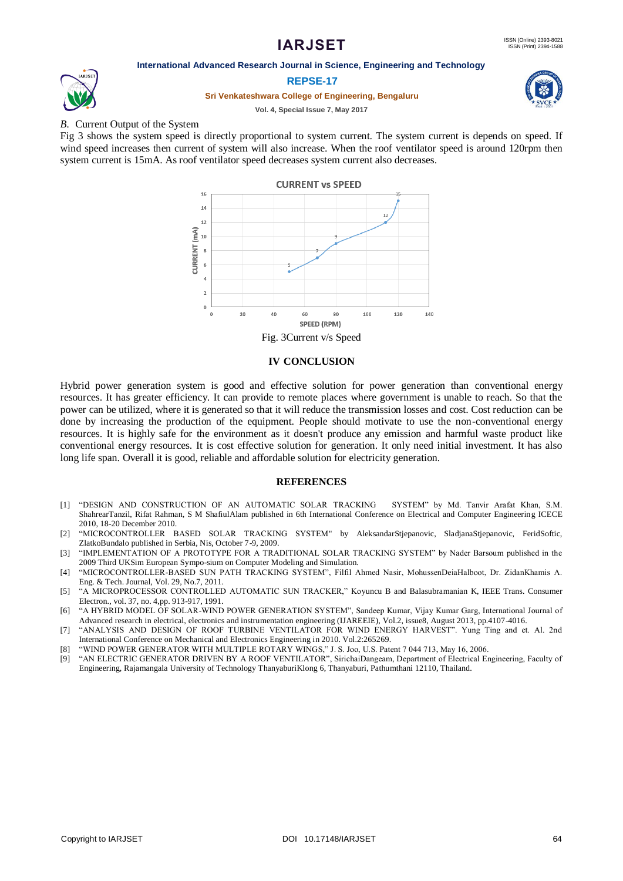*B.* Current Output of the System

Fig 3 shows the system speed is directly proportional to system current. The system current is depends on speed. If wind speed increases then current of system will also increase. When the roof ventilator speed is around 120rpm then system current is 15mA. As roof ventilator speed decreases system current also decreases.

CURRENT vs SPEED

CURRENT (mA)

16
14
12
10
8
6
4
2
0

0 20 40 60 80 100 120 140

SPEED (RPM)

5
7
9
12
15

Fig. 3Current v/s Speed

## IV CONCLUSION

Hybrid power generation system is good and effective solution for power generation than conventional energy resources. It has greater efficiency. It can provide to remote places where government is unable to reach. So that the power can be utilized, where it is generated so that it will reduce the transmission losses and cost. Cost reduction can be done by increasing the production of the equipment. People should motivate to use the non-conventional energy resources. It is highly safe for the environment as it doesn't produce any emission and harmful waste product like conventional energy resources. It is cost effective solution for generation. It only need initial investment. It has also long life span. Overall it is good, reliable and affordable solution for electricity generation.

## REFERENCES

[1] "DESIGN AND CONSTRUCTION OF AN AUTOMATIC SOLAR TRACKING SYSTEM" by Md. Tanvir Arafat Khan, S.M. ShahrearTanzil, Rifat Rahman, S M ShafiulAlam published in 6th International Conference on Electrical and Computer Engineering ICECE 2010, 18-20 December 2010.

[2] "MICROCONTROLLER BASED SOLAR TRACKING SYSTEM" by AleksandarStjepanovic, SladjanaStjepanovic, FeridSoftic, ZlatkoBundalo published in Serbia, Nis, October 7-9, 2009.

[3] "IMPLEMENTATION OF A PROTOTYPE FOR A TRADITIONAL SOLAR TRACKING SYSTEM" by Nader Barsoum published in the 2009 Third UKSim European Sympo-sium on Computer Modeling and Simulation.

[4] "MICROCONTROLLER-BASED SUN PATH TRACKING SYSTEM", Filfil Ahmed Nasir, MohussenDeiaHalboot, Dr. ZidanKhamis A. Eng. & Tech. Journal, Vol. 29, No.7, 2011.

[5] "A MICROPROCESSOR CONTROLLED AUTOMATIC SUN TRACKER," Koyuncu B and Balasubramanian K, IEEE Trans. Consumer Electron., vol. 37, no. 4,pp. 913-917, 1991.

[6] "A HYBRID MODEL OF SOLAR-WIND POWER GENERATION SYSTEM", Sandeep Kumar, Vijay Kumar Garg, International Journal of Advanced research in electrical, electronics and instrumentation engineering (IJAREEIE), Vol.2, issue8, August 2013, pp.4107-4016.

[7] "ANALYSIS AND DESIGN OF ROOF TURBINE VENTILATOR FOR WIND ENERGY HARVEST". Yung Ting and et. Al. 2nd International Conference on Mechanical and Electronics Engineering in 2010. Vol.2:265269.

[8] "WIND POWER GENERATOR WITH MULTIPLE ROTARY WINGS," J. S. Joo, U.S. Patent 7 044 713, May 16, 2006.

[9] "AN ELECTRIC GENERATOR DRIVEN BY A ROOF VENTILATOR", SirichaiDangeam, Department of Electrical Engineering, Faculty of Engineering, Rajamangala University of Technology ThanyaburiKlong 6, Thanyaburi, Pathumthani 12110, Thailand.